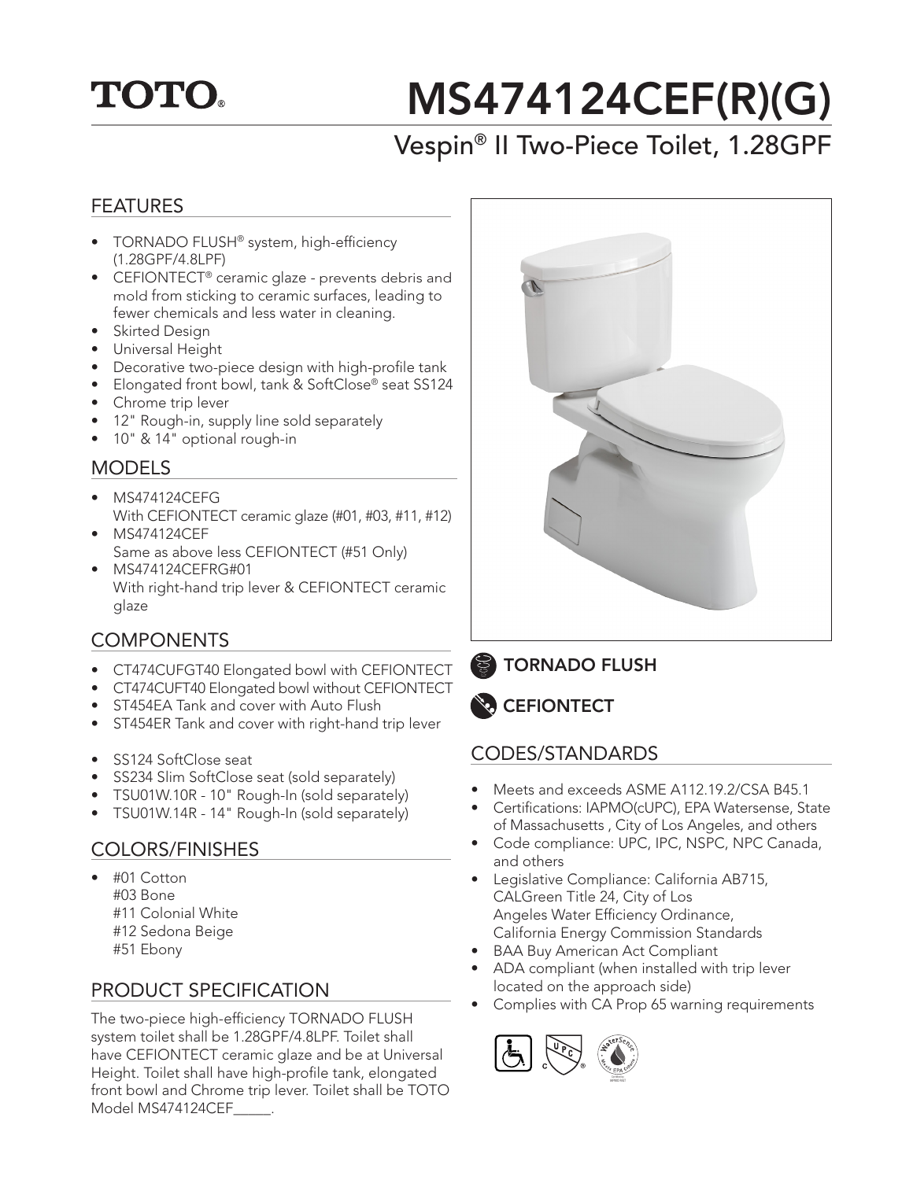# TOTO®

# MS474124CEF(R)(G)

## Vespin® II Two-Piece Toilet, 1.28GPF

## FEATURES

- TORNADO FLUSH® system, high-efficiency (1.28GPF/4.8LPF)
- CEFIONTECT® ceramic glaze - prevents debris and mold from sticking to ceramic surfaces, leading to fewer chemicals and less water in cleaning.
- Skirted Design
- Universal Height
- Decorative two-piece design with high-profile tank
- Elongated front bowl, tank & SoftClose® seat SS124
- Chrome trip lever
- 12" Rough-in, supply line sold separately
- 10" & 14" optional rough-in

## MODELS

- MS474124CEFG
  With CEFIONTECT ceramic glaze (#01, #03, #11, #12)
- MS474124CEF
  Same as above less CEFIONTECT (#51 Only)
- MS474124CEFRG#01
  With right-hand trip lever & CEFIONTECT ceramic glaze

## COMPONENTS

- CT474CUFGT40 Elongated bowl with CEFIONTECT
- CT474CUFT40 Elongated bowl without CEFIONTECT
- ST454EA Tank and cover with Auto Flush
- ST454ER Tank and cover with right-hand trip lever

- SS124 SoftClose seat
- SS234 Slim SoftClose seat (sold separately)
- TSU01W.10R - 10" Rough-In (sold separately)
- TSU01W.14R - 14" Rough-In (sold separately)

## COLORS/FINISHES

- #01 Cotton
  #03 Bone
  #11 Colonial White
  #12 Sedona Beige
  #51 Ebony

## PRODUCT SPECIFICATION

The two-piece high-efficiency TORNADO FLUSH system toilet shall be 1.28GPF/4.8LPF. Toilet shall have CEFIONTECT ceramic glaze and be at Universal Height. Toilet shall have high-profile tank, elongated front bowl and Chrome trip lever. Toilet shall be TOTO Model MS474124CEF_____.

**TORNADO FLUSH**

**CEFIONTECT**

## CODES/STANDARDS

- Meets and exceeds ASME A112.19.2/CSA B45.1
- Certifications: IAPMO(cUPC), EPA Watersense, State of Massachusetts , City of Los Angeles, and others
- Code compliance: UPC, IPC, NSPC, NPC Canada, and others
- Legislative Compliance: California AB715, CALGreen Title 24, City of Los Angeles Water Efficiency Ordinance, California Energy Commission Standards
- BAA Buy American Act Compliant
- ADA compliant (when installed with trip lever located on the approach side)
- Complies with CA Prop 65 warning requirements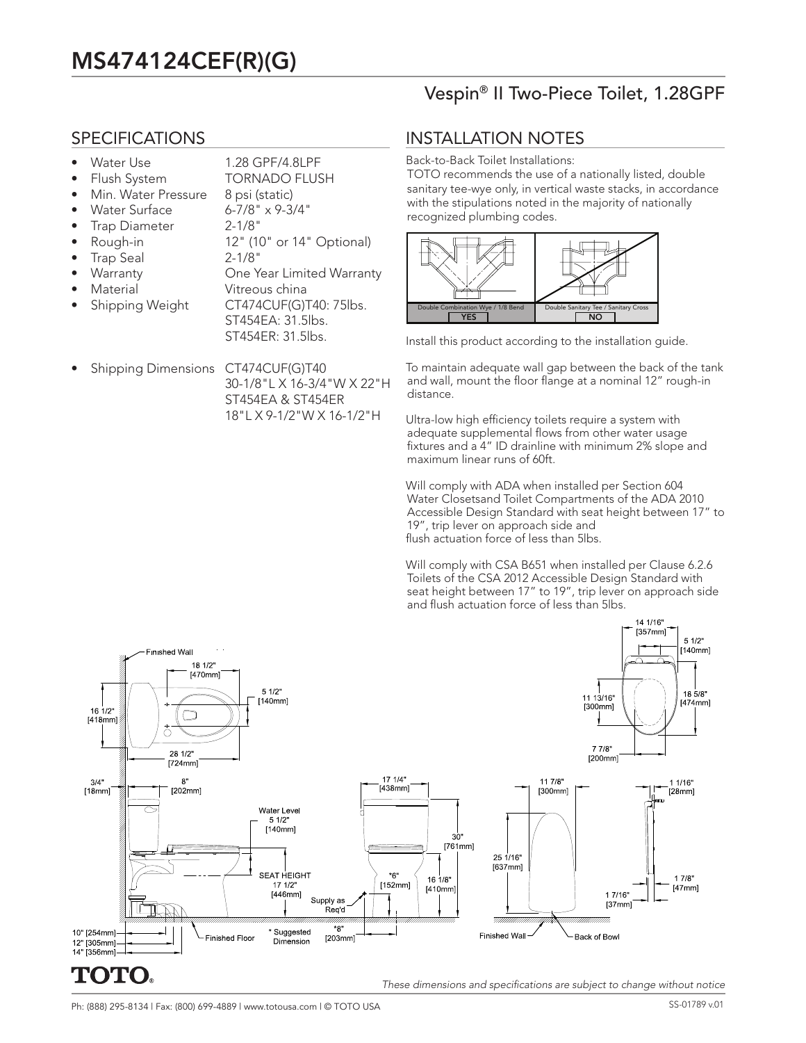# MS474124CEF(R)(G)

## Vespin® II Two-Piece Toilet, 1.28GPF

## SPECIFICATIONS

- Water Use: 1.28 GPF/4.8LPF
- Flush System: TORNADO FLUSH
- Min. Water Pressure: 8 psi (static)
- Water Surface: 6-7/8" x 9-3/4"
- Trap Diameter: 2-1/8"
- Rough-in: 12" (10" or 14" Optional)
- Trap Seal: 2-1/8"
- Warranty: One Year Limited Warranty
- Material: Vitreous china
- Shipping Weight: CT474CUF(G)T40: 75lbs.
  ST454EA: 31.5lbs.
  ST454ER: 31.5lbs.
- Shipping Dimensions: CT474CUF(G)T40
  30-1/8"L X 16-3/4"W X 22"H
  ST454EA & ST454ER
  18"L X 9-1/2"W X 16-1/2"H

## INSTALLATION NOTES

Back-to-Back Toilet Installations:
TOTO recommends the use of a nationally listed, double sanitary tee-wye only, in vertical waste stacks, in accordance with the stipulations noted in the majority of nationally recognized plumbing codes.

Double Combination Wye / 1/8 Bend — YES
Double Sanitary Tee / Sanitary Cross — NO

Install this product according to the installation guide.

To maintain adequate wall gap between the back of the tank and wall, mount the floor flange at a nominal 12" rough-in distance.

Ultra-low high efficiency toilets require a system with adequate supplemental flows from other water usage fixtures and a 4" ID drainline with minimum 2% slope and maximum linear runs of 60ft.

Will comply with ADA when installed per Section 604 Water Closetsand Toilet Compartments of the ADA 2010 Accessible Design Standard with seat height between 17" to 19", trip lever on approach side and flush actuation force of less than 5lbs.

Will comply with CSA B651 when installed per Clause 6.2.6 Toilets of the CSA 2012 Accessible Design Standard with seat height between 17" to 19", trip lever on approach side and flush actuation force of less than 5lbs.

Finished Wall
18 1/2" [470mm]
5 1/2" [140mm]
16 1/2" [418mm]
28 1/2" [724mm]
3/4" [18mm]
8" [202mm]
Water Level 5 1/2" [140mm]
SEAT HEIGHT 17 1/2" [446mm]
17 1/4" [438mm]
30" [761mm]
*6" [152mm]
16 1/8" [410mm]
Supply as Req'd
*8" [203mm]
* Suggested Dimension
10" [254mm]
12" [305mm]
14" [356mm]
Finished Floor
14 1/16" [357mm]
5 1/2" [140mm]
11 13/16" [300mm]
18 5/8" [474mm]
7 7/8" [200mm]
11 7/8" [300mm]
1 1/16" [28mm]
25 1/16" [637mm]
1 7/8" [47mm]
1 7/16" [37mm]
Finished Wall
Back of Bowl

TOTO®

*These dimensions and specifications are subject to change without notice*

Ph: (888) 295-8134 | Fax: (800) 699-4889 | www.totousa.com | © TOTO USA

SS-01789 v.01